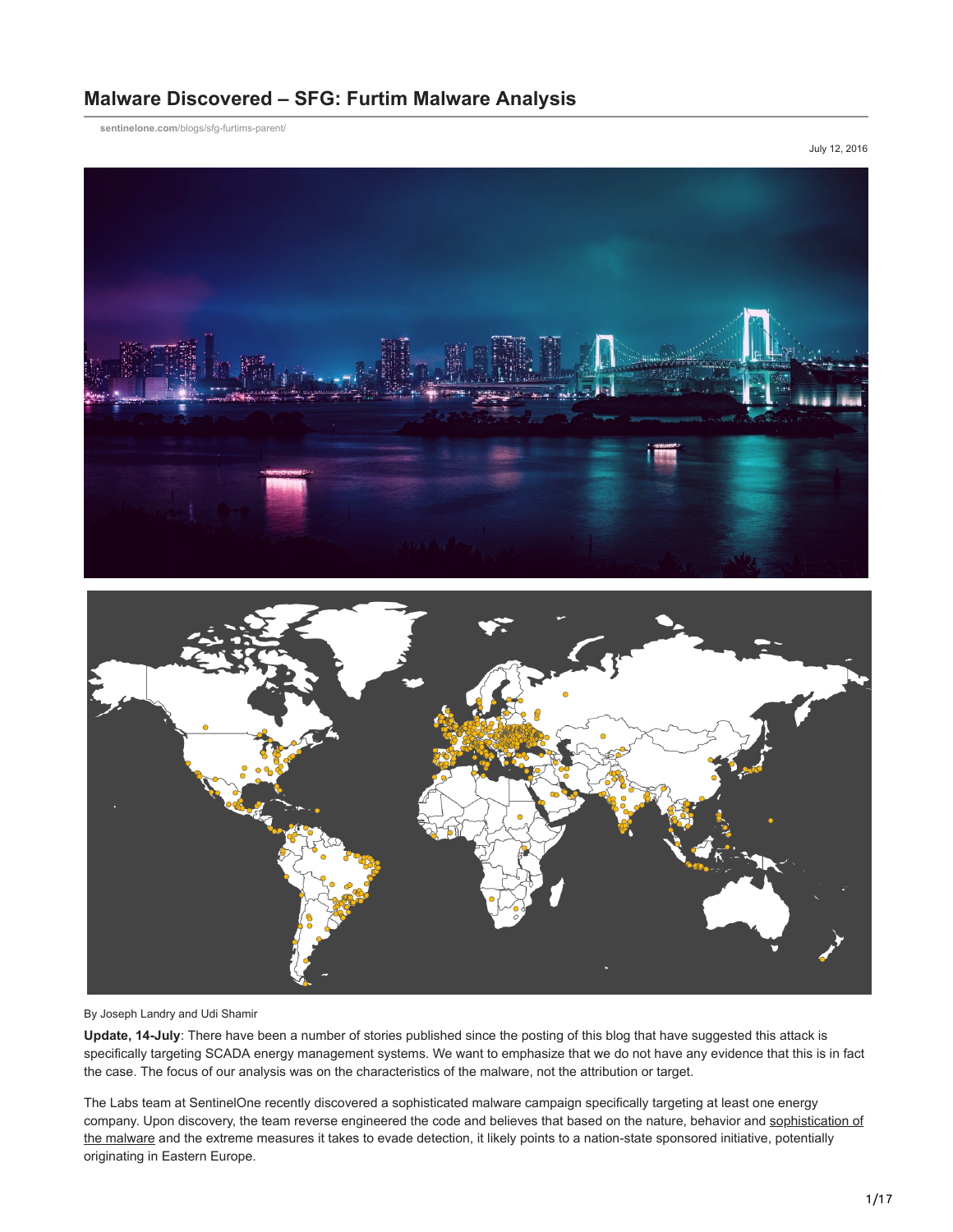# Malware Discovered – SFG: Furtim Malware Analysis

sentinelone.com/blogs/sfg-furtims-parent/

July 12, 2016

By Joseph Landry and Udi Shamir

**Update, 14-July**: There have been a number of stories published since the posting of this blog that have suggested this attack is specifically targeting SCADA energy management systems. We want to emphasize that we do not have any evidence that this is in fact the case. The focus of our analysis was on the characteristics of the malware, not the attribution or target.

The Labs team at SentinelOne recently discovered a sophisticated malware campaign specifically targeting at least one energy company. Upon discovery, the team reverse engineered the code and believes that based on the nature, behavior and sophistication of the malware and the extreme measures it takes to evade detection, it likely points to a nation-state sponsored initiative, potentially originating in Eastern Europe.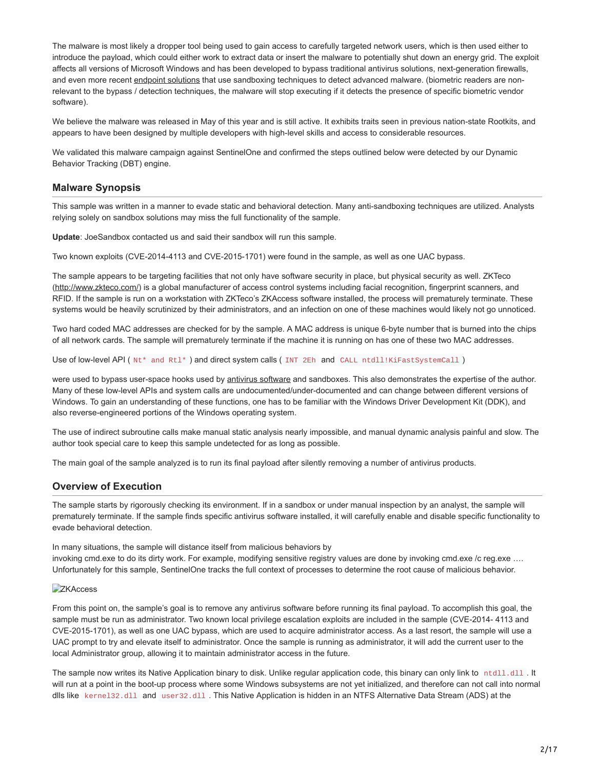The malware is most likely a dropper tool being used to gain access to carefully targeted network users, which is then used either to introduce the payload, which could either work to extract data or insert the malware to potentially shut down an energy grid. The exploit affects all versions of Microsoft Windows and has been developed to bypass traditional antivirus solutions, next-generation firewalls, and even more recent endpoint solutions that use sandboxing techniques to detect advanced malware. (biometric readers are non-relevant to the bypass / detection techniques, the malware will stop executing if it detects the presence of specific biometric vendor software).

We believe the malware was released in May of this year and is still active. It exhibits traits seen in previous nation-state Rootkits, and appears to have been designed by multiple developers with high-level skills and access to considerable resources.

We validated this malware campaign against SentinelOne and confirmed the steps outlined below were detected by our Dynamic Behavior Tracking (DBT) engine.

## Malware Synopsis

This sample was written in a manner to evade static and behavioral detection. Many anti-sandboxing techniques are utilized. Analysts relying solely on sandbox solutions may miss the full functionality of the sample.

**Update**: JoeSandbox contacted us and said their sandbox will run this sample.

Two known exploits (CVE-2014-4113 and CVE-2015-1701) were found in the sample, as well as one UAC bypass.

The sample appears to be targeting facilities that not only have software security in place, but physical security as well. ZKTeco (http://www.zkteco.com/) is a global manufacturer of access control systems including facial recognition, fingerprint scanners, and RFID. If the sample is run on a workstation with ZKTeco's ZKAccess software installed, the process will prematurely terminate. These systems would be heavily scrutinized by their administrators, and an infection on one of these machines would likely not go unnoticed.

Two hard coded MAC addresses are checked for by the sample. A MAC address is unique 6-byte number that is burned into the chips of all network cards. The sample will prematurely terminate if the machine it is running on has one of these two MAC addresses.

Use of low-level API ( `Nt* and Rtl*` ) and direct system calls ( `INT 2Eh` and `CALL ntdll!KiFastSystemCall` )

were used to bypass user-space hooks used by antivirus software and sandboxes. This also demonstrates the expertise of the author. Many of these low-level APIs and system calls are undocumented/under-documented and can change between different versions of Windows. To gain an understanding of these functions, one has to be familiar with the Windows Driver Development Kit (DDK), and also reverse-engineered portions of the Windows operating system.

The use of indirect subroutine calls make manual static analysis nearly impossible, and manual dynamic analysis painful and slow. The author took special care to keep this sample undetected for as long as possible.

The main goal of the sample analyzed is to run its final payload after silently removing a number of antivirus products.

## Overview of Execution

The sample starts by rigorously checking its environment. If in a sandbox or under manual inspection by an analyst, the sample will prematurely terminate. If the sample finds specific antivirus software installed, it will carefully enable and disable specific functionality to evade behavioral detection.

In many situations, the sample will distance itself from malicious behaviors by invoking cmd.exe to do its dirty work. For example, modifying sensitive registry values are done by invoking cmd.exe /c reg.exe …. Unfortunately for this sample, SentinelOne tracks the full context of processes to determine the root cause of malicious behavior.

ZKAccess

From this point on, the sample's goal is to remove any antivirus software before running its final payload. To accomplish this goal, the sample must be run as administrator. Two known local privilege escalation exploits are included in the sample (CVE-2014- 4113 and CVE-2015-1701), as well as one UAC bypass, which are used to acquire administrator access. As a last resort, the sample will use a UAC prompt to try and elevate itself to administrator. Once the sample is running as administrator, it will add the current user to the local Administrator group, allowing it to maintain administrator access in the future.

The sample now writes its Native Application binary to disk. Unlike regular application code, this binary can only link to `ntdll.dll` . It will run at a point in the boot-up process where some Windows subsystems are not yet initialized, and therefore can not call into normal dlls like `kernel32.dll` and `user32.dll` . This Native Application is hidden in an NTFS Alternative Data Stream (ADS) at the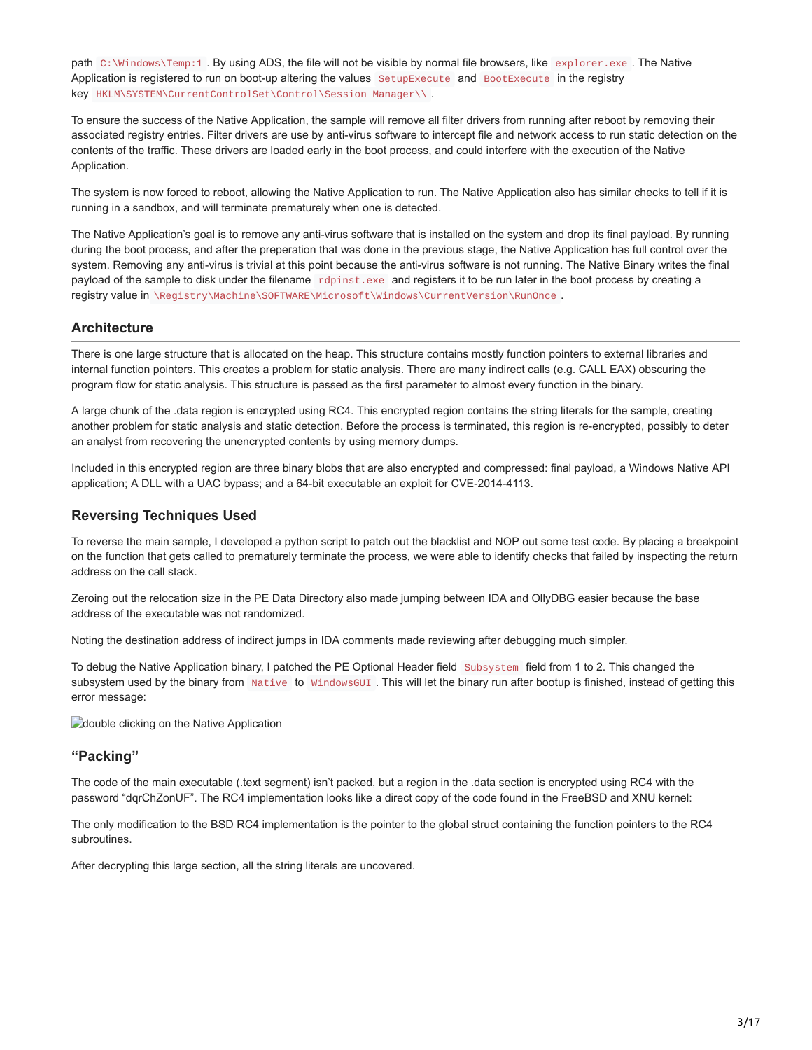path `C:\Windows\Temp:1`. By using ADS, the file will not be visible by normal file browsers, like `explorer.exe`. The Native Application is registered to run on boot-up altering the values `SetupExecute` and `BootExecute` in the registry key `HKLM\SYSTEM\CurrentControlSet\Control\Session Manager\\`.

To ensure the success of the Native Application, the sample will remove all filter drivers from running after reboot by removing their associated registry entries. Filter drivers are use by anti-virus software to intercept file and network access to run static detection on the contents of the traffic. These drivers are loaded early in the boot process, and could interfere with the execution of the Native Application.

The system is now forced to reboot, allowing the Native Application to run. The Native Application also has similar checks to tell if it is running in a sandbox, and will terminate prematurely when one is detected.

The Native Application's goal is to remove any anti-virus software that is installed on the system and drop its final payload. By running during the boot process, and after the preperation that was done in the previous stage, the Native Application has full control over the system. Removing any anti-virus is trivial at this point because the anti-virus software is not running. The Native Binary writes the final payload of the sample to disk under the filename `rdpinst.exe` and registers it to be run later in the boot process by creating a registry value in `\Registry\Machine\SOFTWARE\Microsoft\Windows\CurrentVersion\RunOnce`.

## Architecture

There is one large structure that is allocated on the heap. This structure contains mostly function pointers to external libraries and internal function pointers. This creates a problem for static analysis. There are many indirect calls (e.g. CALL EAX) obscuring the program flow for static analysis. This structure is passed as the first parameter to almost every function in the binary.

A large chunk of the .data region is encrypted using RC4. This encrypted region contains the string literals for the sample, creating another problem for static analysis and static detection. Before the process is terminated, this region is re-encrypted, possibly to deter an analyst from recovering the unencrypted contents by using memory dumps.

Included in this encrypted region are three binary blobs that are also encrypted and compressed: final payload, a Windows Native API application; A DLL with a UAC bypass; and a 64-bit executable an exploit for CVE-2014-4113.

## Reversing Techniques Used

To reverse the main sample, I developed a python script to patch out the blacklist and NOP out some test code. By placing a breakpoint on the function that gets called to prematurely terminate the process, we were able to identify checks that failed by inspecting the return address on the call stack.

Zeroing out the relocation size in the PE Data Directory also made jumping between IDA and OllyDBG easier because the base address of the executable was not randomized.

Noting the destination address of indirect jumps in IDA comments made reviewing after debugging much simpler.

To debug the Native Application binary, I patched the PE Optional Header field `Subsystem` field from 1 to 2. This changed the subsystem used by the binary from `Native` to `WindowsGUI`. This will let the binary run after bootup is finished, instead of getting this error message:

double clicking on the Native Application

## "Packing"

The code of the main executable (.text segment) isn't packed, but a region in the .data section is encrypted using RC4 with the password "dqrChZonUF". The RC4 implementation looks like a direct copy of the code found in the FreeBSD and XNU kernel:

The only modification to the BSD RC4 implementation is the pointer to the global struct containing the function pointers to the RC4 subroutines.

After decrypting this large section, all the string literals are uncovered.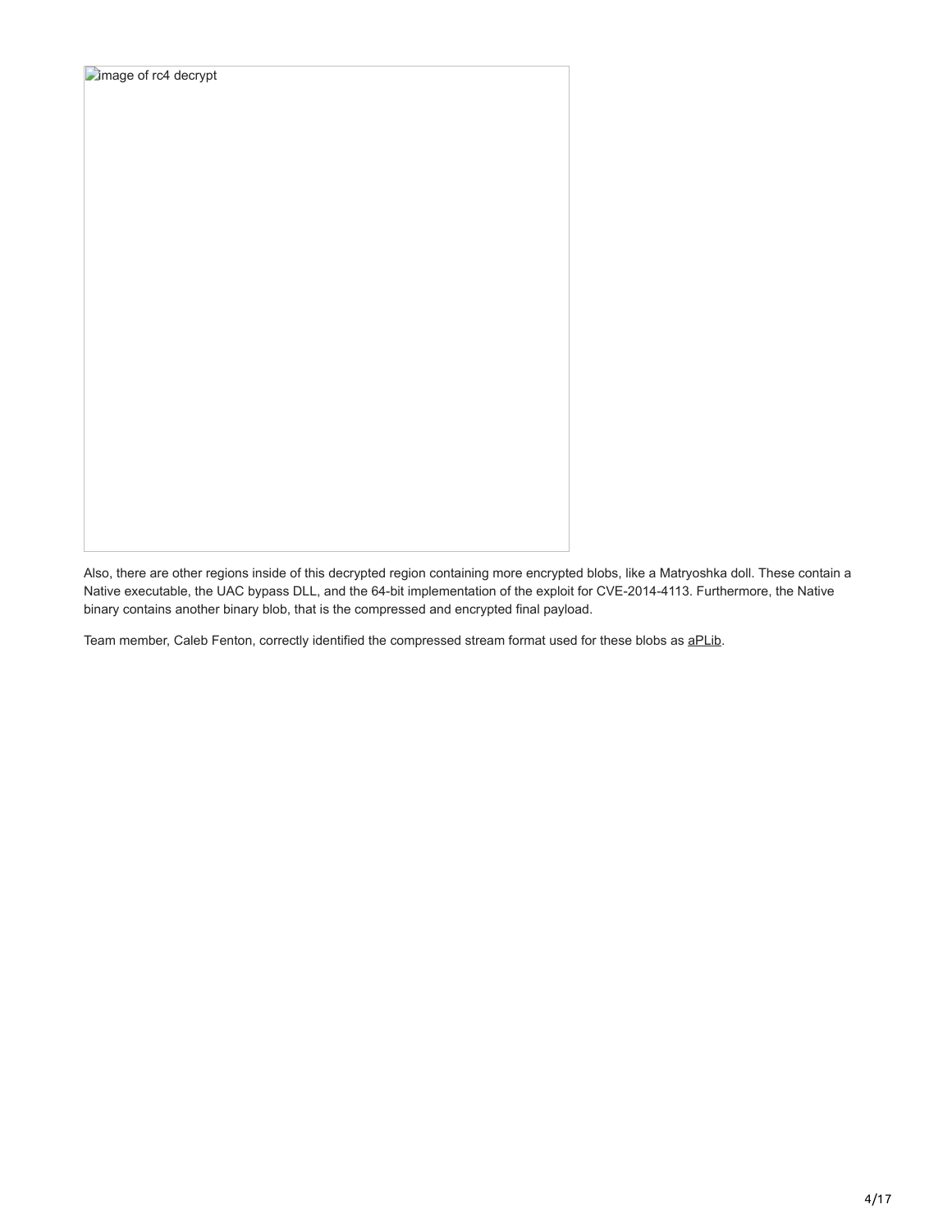image of rc4 decrypt

Also, there are other regions inside of this decrypted region containing more encrypted blobs, like a Matryoshka doll. These contain a Native executable, the UAC bypass DLL, and the 64-bit implementation of the exploit for CVE-2014-4113. Furthermore, the Native binary contains another binary blob, that is the compressed and encrypted final payload.

Team member, Caleb Fenton, correctly identified the compressed stream format used for these blobs as aPLib.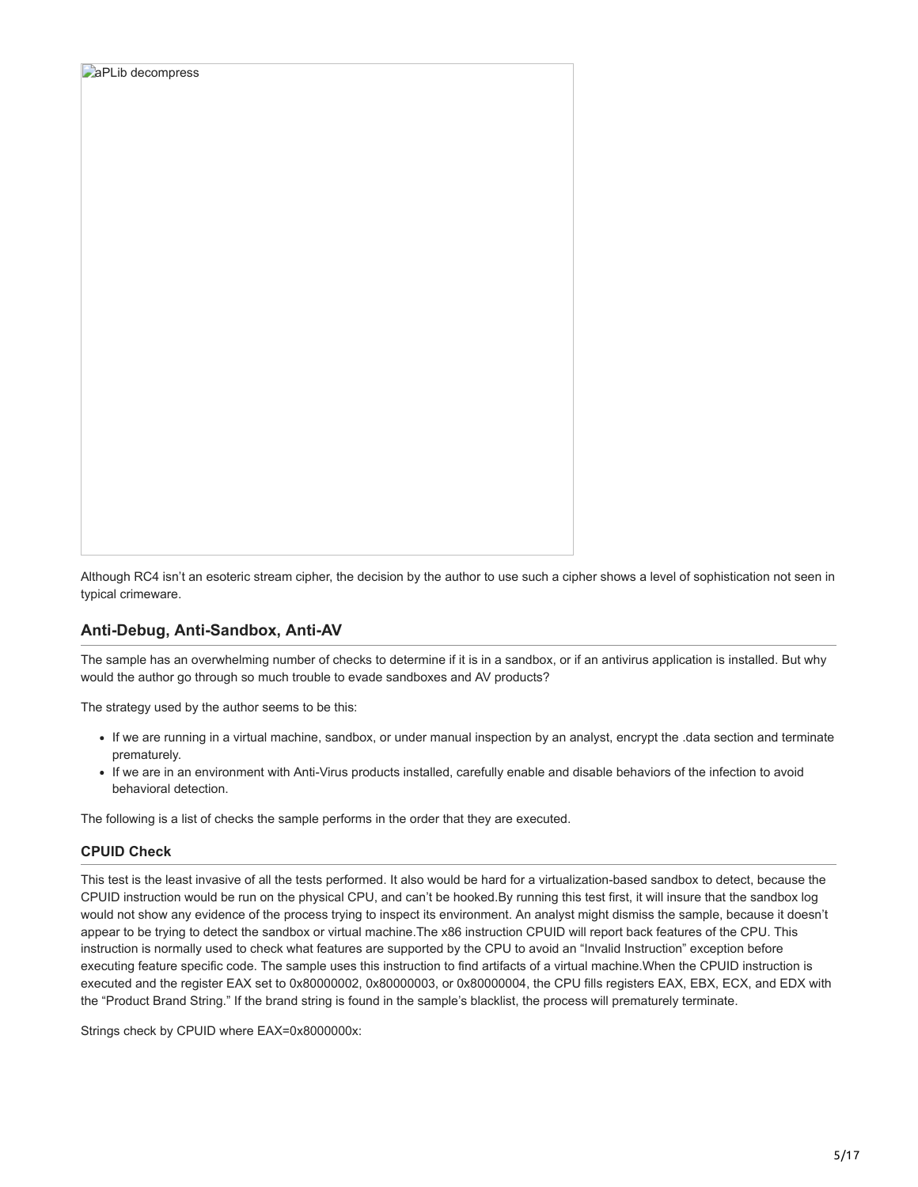aPLib decompress

Although RC4 isn't an esoteric stream cipher, the decision by the author to use such a cipher shows a level of sophistication not seen in typical crimeware.

## Anti-Debug, Anti-Sandbox, Anti-AV

The sample has an overwhelming number of checks to determine if it is in a sandbox, or if an antivirus application is installed. But why would the author go through so much trouble to evade sandboxes and AV products?

The strategy used by the author seems to be this:

- If we are running in a virtual machine, sandbox, or under manual inspection by an analyst, encrypt the .data section and terminate prematurely.
- If we are in an environment with Anti-Virus products installed, carefully enable and disable behaviors of the infection to avoid behavioral detection.

The following is a list of checks the sample performs in the order that they are executed.

### CPUID Check

This test is the least invasive of all the tests performed. It also would be hard for a virtualization-based sandbox to detect, because the CPUID instruction would be run on the physical CPU, and can't be hooked.By running this test first, it will insure that the sandbox log would not show any evidence of the process trying to inspect its environment. An analyst might dismiss the sample, because it doesn't appear to be trying to detect the sandbox or virtual machine.The x86 instruction CPUID will report back features of the CPU. This instruction is normally used to check what features are supported by the CPU to avoid an "Invalid Instruction" exception before executing feature specific code. The sample uses this instruction to find artifacts of a virtual machine.When the CPUID instruction is executed and the register EAX set to 0x80000002, 0x80000003, or 0x80000004, the CPU fills registers EAX, EBX, ECX, and EDX with the "Product Brand String." If the brand string is found in the sample's blacklist, the process will prematurely terminate.

Strings check by CPUID where EAX=0x8000000x: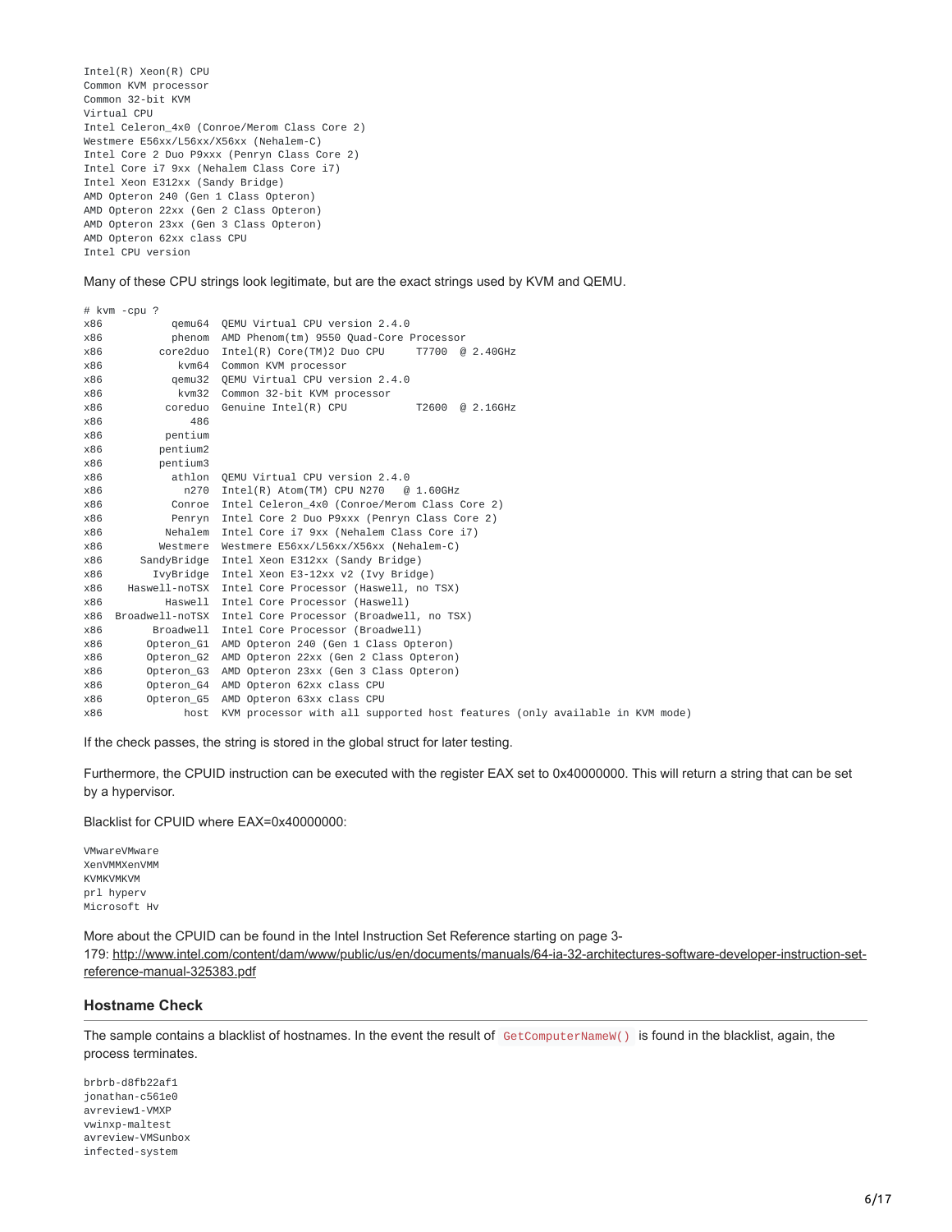```
Intel(R) Xeon(R) CPU
Common KVM processor
Common 32-bit KVM
Virtual CPU
Intel Celeron_4x0 (Conroe/Merom Class Core 2)
Westmere E56xx/L56xx/X56xx (Nehalem-C)
Intel Core 2 Duo P9xxx (Penryn Class Core 2)
Intel Core i7 9xx (Nehalem Class Core i7)
Intel Xeon E312xx (Sandy Bridge)
AMD Opteron 240 (Gen 1 Class Opteron)
AMD Opteron 22xx (Gen 2 Class Opteron)
AMD Opteron 23xx (Gen 3 Class Opteron)
AMD Opteron 62xx class CPU
Intel CPU version
```

Many of these CPU strings look legitimate, but are the exact strings used by KVM and QEMU.

```
# kvm -cpu ?
x86           qemu64  QEMU Virtual CPU version 2.4.0
x86           phenom  AMD Phenom(tm) 9550 Quad-Core Processor
x86         core2duo  Intel(R) Core(TM)2 Duo CPU     T7700  @ 2.40GHz
x86            kvm64  Common KVM processor
x86           qemu32  QEMU Virtual CPU version 2.4.0
x86            kvm32  Common 32-bit KVM processor
x86          coreduo  Genuine Intel(R) CPU           T2600  @ 2.16GHz
x86              486
x86          pentium
x86         pentium2
x86         pentium3
x86           athlon  QEMU Virtual CPU version 2.4.0
x86             n270  Intel(R) Atom(TM) CPU N270   @ 1.60GHz
x86           Conroe  Intel Celeron_4x0 (Conroe/Merom Class Core 2)
x86           Penryn  Intel Core 2 Duo P9xxx (Penryn Class Core 2)
x86          Nehalem  Intel Core i7 9xx (Nehalem Class Core i7)
x86         Westmere  Westmere E56xx/L56xx/X56xx (Nehalem-C)
x86      SandyBridge  Intel Xeon E312xx (Sandy Bridge)
x86        IvyBridge  Intel Xeon E3-12xx v2 (Ivy Bridge)
x86     Haswell-noTSX  Intel Core Processor (Haswell, no TSX)
x86          Haswell  Intel Core Processor (Haswell)
x86  Broadwell-noTSX  Intel Core Processor (Broadwell, no TSX)
x86        Broadwell  Intel Core Processor (Broadwell)
x86       Opteron_G1  AMD Opteron 240 (Gen 1 Class Opteron)
x86       Opteron_G2  AMD Opteron 22xx (Gen 2 Class Opteron)
x86       Opteron_G3  AMD Opteron 23xx (Gen 3 Class Opteron)
x86       Opteron_G4  AMD Opteron 62xx class CPU
x86       Opteron_G5  AMD Opteron 63xx class CPU
x86             host  KVM processor with all supported host features (only available in KVM mode)
```

If the check passes, the string is stored in the global struct for later testing.

Furthermore, the CPUID instruction can be executed with the register EAX set to 0x40000000. This will return a string that can be set by a hypervisor.

Blacklist for CPUID where EAX=0x40000000:

```
VMwareVMware
XenVMMXenVMM
KVMKVMKVM
prl hyperv
Microsoft Hv
```

More about the CPUID can be found in the Intel Instruction Set Reference starting on page 3-179: http://www.intel.com/content/dam/www/public/us/en/documents/manuals/64-ia-32-architectures-software-developer-instruction-set-reference-manual-325383.pdf

### Hostname Check

The sample contains a blacklist of hostnames. In the event the result of `GetComputerNameW()` is found in the blacklist, again, the process terminates.

```
brbrb-d8fb22af1
jonathan-c561e0
avreview1-VMXP
vwinxp-maltest
avreview-VMSunbox
infected-system
```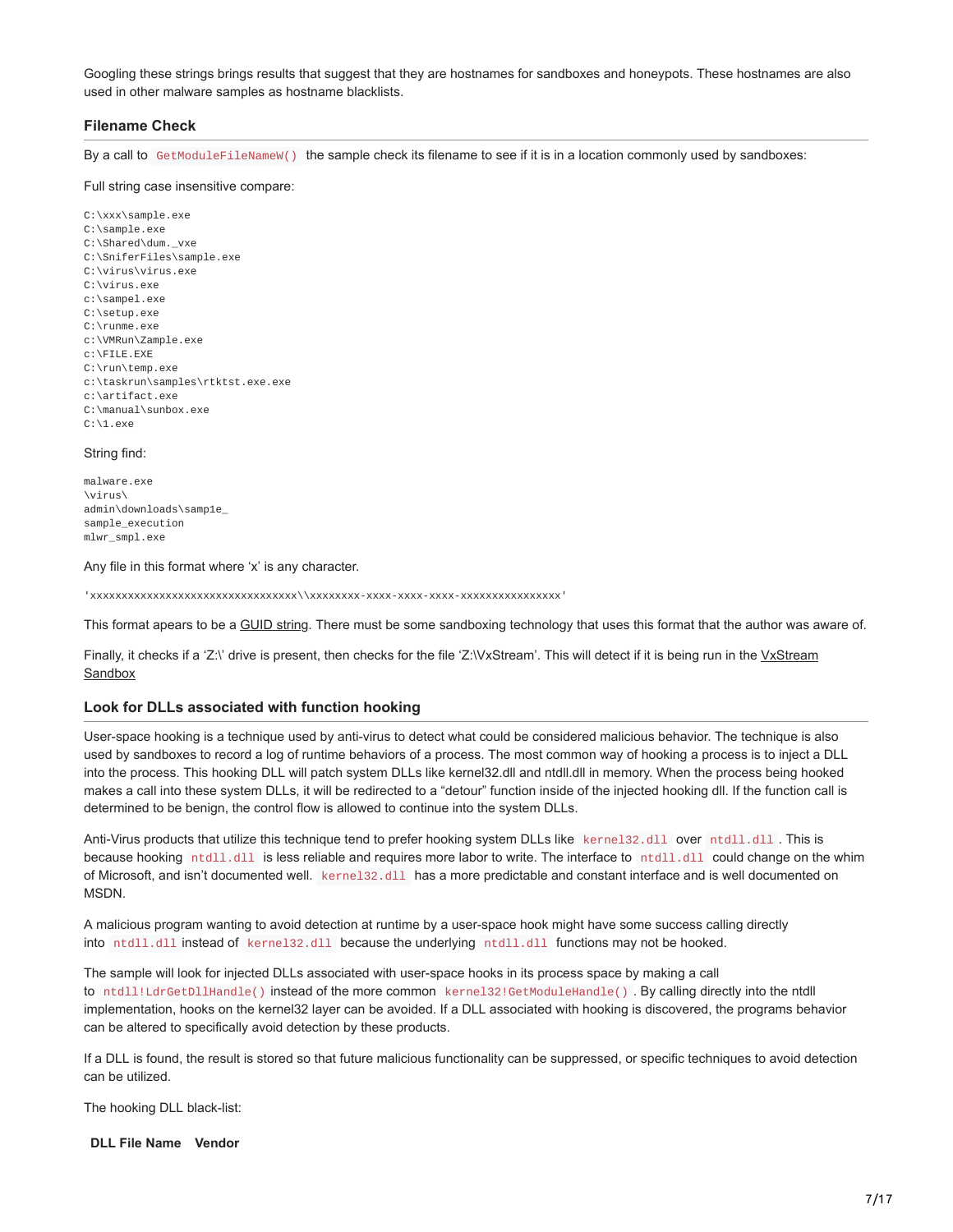Googling these strings brings results that suggest that they are hostnames for sandboxes and honeypots. These hostnames are also used in other malware samples as hostname blacklists.

### Filename Check

By a call to `GetModuleFileNameW()` the sample check its filename to see if it is in a location commonly used by sandboxes:

Full string case insensitive compare:

```
C:\xxx\sample.exe
C:\sample.exe
C:\Shared\dum._vxe
C:\SniferFiles\sample.exe
C:\virus\virus.exe
C:\virus.exe
c:\sampel.exe
C:\setup.exe
C:\runme.exe
c:\VMRun\Zample.exe
c:\FILE.EXE
C:\run\temp.exe
c:\taskrun\samples\rtktst.exe.exe
c:\artifact.exe
C:\manual\sunbox.exe
C:\1.exe
```

String find:

```
malware.exe
\virus\
admin\downloads\samp1e_
sample_execution
mlwr_smpl.exe
```

Any file in this format where 'x' is any character.

```
'xxxxxxxxxxxxxxxxxxxxxxxxxxxxxxxx\\xxxxxxxx-xxxx-xxxx-xxxx-xxxxxxxxxxxxxxxx'
```

This format apears to be a GUID string. There must be some sandboxing technology that uses this format that the author was aware of.

Finally, it checks if a 'Z:\' drive is present, then checks for the file 'Z:\VxStream'. This will detect if it is being run in the VxStream Sandbox

### Look for DLLs associated with function hooking

User-space hooking is a technique used by anti-virus to detect what could be considered malicious behavior. The technique is also used by sandboxes to record a log of runtime behaviors of a process. The most common way of hooking a process is to inject a DLL into the process. This hooking DLL will patch system DLLs like kernel32.dll and ntdll.dll in memory. When the process being hooked makes a call into these system DLLs, it will be redirected to a "detour" function inside of the injected hooking dll. If the function call is determined to be benign, the control flow is allowed to continue into the system DLLs.

Anti-Virus products that utilize this technique tend to prefer hooking system DLLs like `kernel32.dll` over `ntdll.dll`. This is because hooking `ntdll.dll` is less reliable and requires more labor to write. The interface to `ntdll.dll` could change on the whim of Microsoft, and isn't documented well. `kernel32.dll` has a more predictable and constant interface and is well documented on MSDN.

A malicious program wanting to avoid detection at runtime by a user-space hook might have some success calling directly into `ntdll.dll` instead of `kernel32.dll` because the underlying `ntdll.dll` functions may not be hooked.

The sample will look for injected DLLs associated with user-space hooks in its process space by making a call to `ntdll!LdrGetDllHandle()` instead of the more common `kernel32!GetModuleHandle()`. By calling directly into the ntdll implementation, hooks on the kernel32 layer can be avoided. If a DLL associated with hooking is discovered, the programs behavior can be altered to specifically avoid detection by these products.

If a DLL is found, the result is stored so that future malicious functionality can be suppressed, or specific techniques to avoid detection can be utilized.

The hooking DLL black-list:

| DLL File Name | Vendor |
|---|---|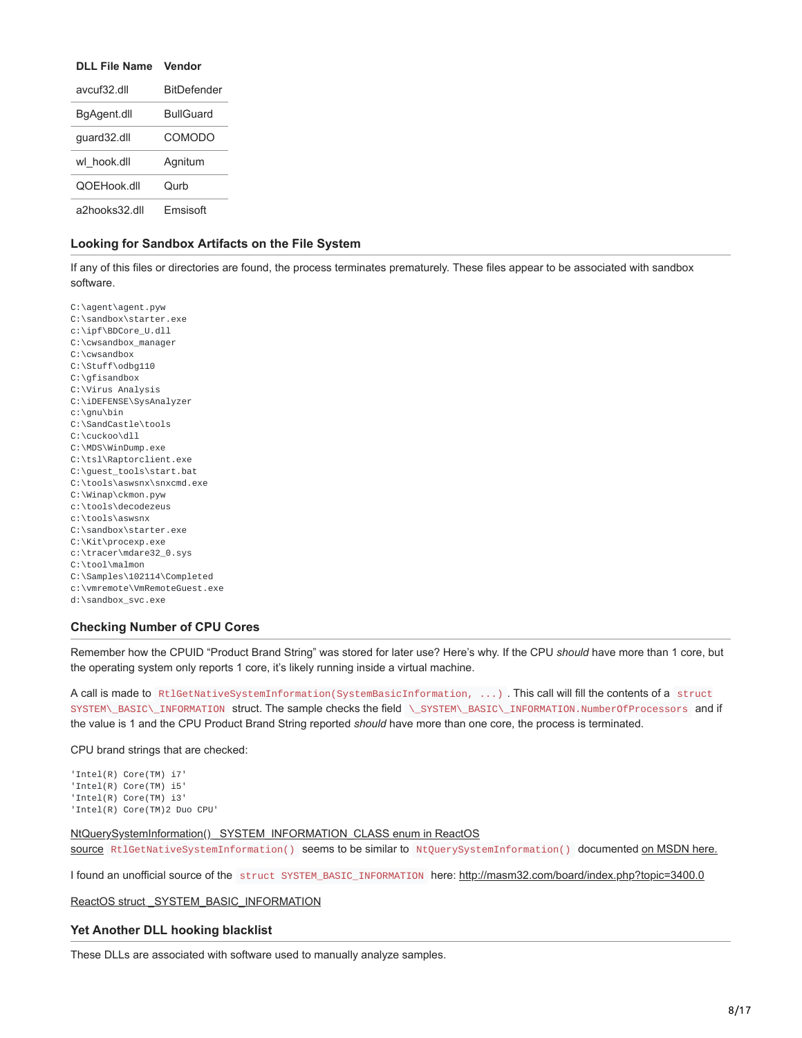| DLL File Name | Vendor |
| --- | --- |
| avcuf32.dll | BitDefender |
| BgAgent.dll | BullGuard |
| guard32.dll | COMODO |
| wl_hook.dll | Agnitum |
| QOEHook.dll | Qurb |
| a2hooks32.dll | Emsisoft |

### Looking for Sandbox Artifacts on the File System

If any of this files or directories are found, the process terminates prematurely. These files appear to be associated with sandbox software.

```
C:\agent\agent.pyw
C:\sandbox\starter.exe
c:\ipf\BDCore_U.dll
C:\cwsandbox_manager
C:\cwsandbox
C:\Stuff\odbg110
C:\gfisandbox
C:\Virus Analysis
C:\iDEFENSE\SysAnalyzer
c:\gnu\bin
C:\SandCastle\tools
C:\cuckoo\dll
C:\MDS\WinDump.exe
C:\tsl\Raptorclient.exe
C:\guest_tools\start.bat
C:\tools\aswsnx\snxcmd.exe
C:\Winap\ckmon.pyw
c:\tools\decodezeus
c:\tools\aswsnx
C:\sandbox\starter.exe
C:\Kit\procexp.exe
c:\tracer\mdare32_0.sys
C:\tool\malmon
C:\Samples\102114\Completed
c:\vmremote\VmRemoteGuest.exe
d:\sandbox_svc.exe
```

### Checking Number of CPU Cores

Remember how the CPUID "Product Brand String" was stored for later use? Here's why. If the CPU *should* have more than 1 core, but the operating system only reports 1 core, it's likely running inside a virtual machine.

A call is made to `RtlGetNativeSystemInformation(SystemBasicInformation, ...)`. This call will fill the contents of a `struct SYSTEM\_BASIC\_INFORMATION` struct. The sample checks the field `\_SYSTEM\_BASIC\_INFORMATION.NumberOfProcessors` and if the value is 1 and the CPU Product Brand String reported *should* have more than one core, the process is terminated.

CPU brand strings that are checked:

```
'Intel(R) Core(TM) i7'
'Intel(R) Core(TM) i5'
'Intel(R) Core(TM) i3'
'Intel(R) Core(TM)2 Duo CPU'
```

NtQuerySystemInformation() _SYSTEM_INFORMATION_CLASS enum in ReactOS source `RtlGetNativeSystemInformation()` seems to be similar to `NtQuerySystemInformation()` documented on MSDN here.

I found an unofficial source of the `struct SYSTEM_BASIC_INFORMATION` here: http://masm32.com/board/index.php?topic=3400.0

ReactOS struct _SYSTEM_BASIC_INFORMATION

### Yet Another DLL hooking blacklist

These DLLs are associated with software used to manually analyze samples.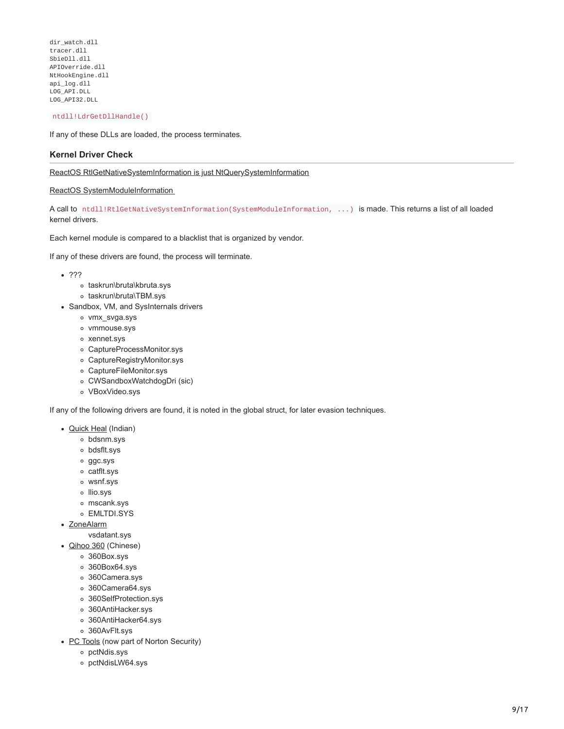```
dir_watch.dll
tracer.dll
SbieDll.dll
APIOverride.dll
NtHookEngine.dll
api_log.dll
LOG_API.DLL
LOG_API32.DLL
```

`ntdll!LdrGetDllHandle()`

If any of these DLLs are loaded, the process terminates.

### Kernel Driver Check

ReactOS RtlGetNativeSystemInformation is just NtQuerySystemInformation

ReactOS SystemModuleInformation

A call to `ntdll!RtlGetNativeSystemInformation(SystemModuleInformation, ...)` is made. This returns a list of all loaded kernel drivers.

Each kernel module is compared to a blacklist that is organized by vendor.

If any of these drivers are found, the process will terminate.

- ???
  - taskrun\bruta\kbruta.sys
  - taskrun\bruta\TBM.sys
- Sandbox, VM, and SysInternals drivers
  - vmx_svga.sys
  - vmmouse.sys
  - xennet.sys
  - CaptureProcessMonitor.sys
  - CaptureRegistryMonitor.sys
  - CaptureFileMonitor.sys
  - CWSandboxWatchdogDri (sic)
  - VBoxVideo.sys

If any of the following drivers are found, it is noted in the global struct, for later evasion techniques.

- Quick Heal (Indian)
  - bdsnm.sys
  - bdsflt.sys
  - ggc.sys
  - catflt.sys
  - wsnf.sys
  - llio.sys
  - mscank.sys
  - EMLTDI.SYS
- ZoneAlarm
  vsdatant.sys
- Qihoo 360 (Chinese)
  - 360Box.sys
  - 360Box64.sys
  - 360Camera.sys
  - 360Camera64.sys
  - 360SelfProtection.sys
  - 360AntiHacker.sys
  - 360AntiHacker64.sys
  - 360AvFlt.sys
- PC Tools (now part of Norton Security)
  - pctNdis.sys
  - pctNdisLW64.sys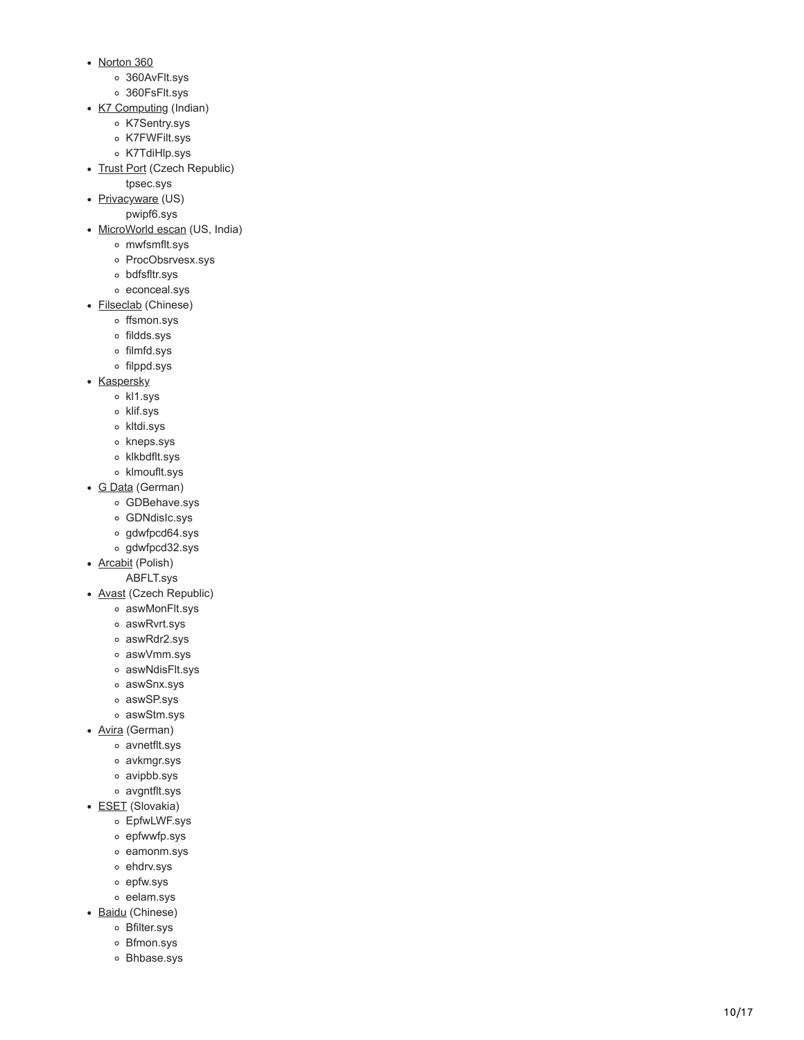- Norton 360
  - 360AvFlt.sys
  - 360FsFlt.sys
- K7 Computing (Indian)
  - K7Sentry.sys
  - K7FWFilt.sys
  - K7TdiHlp.sys
- Trust Port (Czech Republic)
  tpsec.sys
- Privacyware (US)
  pwipf6.sys
- MicroWorld escan (US, India)
  - mwfsmflt.sys
  - ProcObsrvesx.sys
  - bdfsfltr.sys
  - econceal.sys
- Filseclab (Chinese)
  - ffsmon.sys
  - fildds.sys
  - filmfd.sys
  - filppd.sys
- Kaspersky
  - kl1.sys
  - klif.sys
  - kltdi.sys
  - kneps.sys
  - klkbdflt.sys
  - klmouflt.sys
- G Data (German)
  - GDBehave.sys
  - GDNdisIc.sys
  - gdwfpcd64.sys
  - gdwfpcd32.sys
- Arcabit (Polish)
  ABFLT.sys
- Avast (Czech Republic)
  - aswMonFlt.sys
  - aswRvrt.sys
  - aswRdr2.sys
  - aswVmm.sys
  - aswNdisFlt.sys
  - aswSnx.sys
  - aswSP.sys
  - aswStm.sys
- Avira (German)
  - avnetflt.sys
  - avkmgr.sys
  - avipbb.sys
  - avgntflt.sys
- ESET (Slovakia)
  - EpfwLWF.sys
  - epfwwfp.sys
  - eamonm.sys
  - ehdrv.sys
  - epfw.sys
  - eelam.sys
- Baidu (Chinese)
  - Bfilter.sys
  - Bfmon.sys
  - Bhbase.sys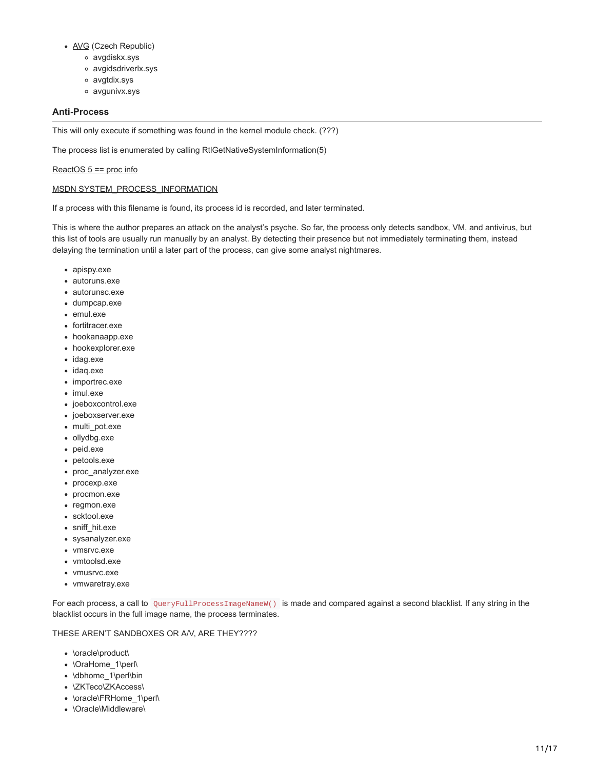- AVG (Czech Republic)
    - avgdiskx.sys
    - avgidsdriverlx.sys
    - avgtdix.sys
    - avgunivx.sys

### Anti-Process

This will only execute if something was found in the kernel module check. (???)

The process list is enumerated by calling RtlGetNativeSystemInformation(5)

ReactOS 5 == proc info

MSDN SYSTEM_PROCESS_INFORMATION

If a process with this filename is found, its process id is recorded, and later terminated.

This is where the author prepares an attack on the analyst's psyche. So far, the process only detects sandbox, VM, and antivirus, but this list of tools are usually run manually by an analyst. By detecting their presence but not immediately terminating them, instead delaying the termination until a later part of the process, can give some analyst nightmares.

- apispy.exe
- autoruns.exe
- autorunsc.exe
- dumpcap.exe
- emul.exe
- fortitracer.exe
- hookanaapp.exe
- hookexplorer.exe
- idag.exe
- idaq.exe
- importrec.exe
- imul.exe
- joeboxcontrol.exe
- joeboxserver.exe
- multi_pot.exe
- ollydbg.exe
- peid.exe
- petools.exe
- proc_analyzer.exe
- procexp.exe
- procmon.exe
- regmon.exe
- scktool.exe
- sniff_hit.exe
- sysanalyzer.exe
- vmsrvc.exe
- vmtoolsd.exe
- vmusrvc.exe
- vmwaretray.exe

For each process, a call to `QueryFullProcessImageNameW()` is made and compared against a second blacklist. If any string in the blacklist occurs in the full image name, the process terminates.

THESE AREN'T SANDBOXES OR A/V, ARE THEY????

- \oracle\product\
- \OraHome_1\perl\
- \dbhome_1\perl\bin
- \ZKTeco\ZKAccess\
- \oracle\FRHome_1\perl\
- \Oracle\Middleware\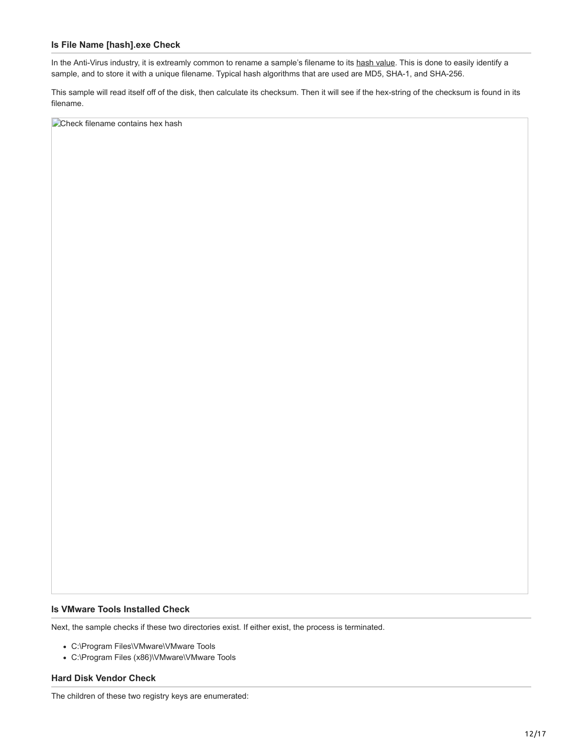### Is File Name [hash].exe Check

In the Anti-Virus industry, it is extreamly common to rename a sample's filename to its hash value. This is done to easily identify a sample, and to store it with a unique filename. Typical hash algorithms that are used are MD5, SHA-1, and SHA-256.

This sample will read itself off of the disk, then calculate its checksum. Then it will see if the hex-string of the checksum is found in its filename.

Check filename contains hex hash

### Is VMware Tools Installed Check

Next, the sample checks if these two directories exist. If either exist, the process is terminated.

- C:\Program Files\VMware\VMware Tools
- C:\Program Files (x86)\VMware\VMware Tools

### Hard Disk Vendor Check

The children of these two registry keys are enumerated: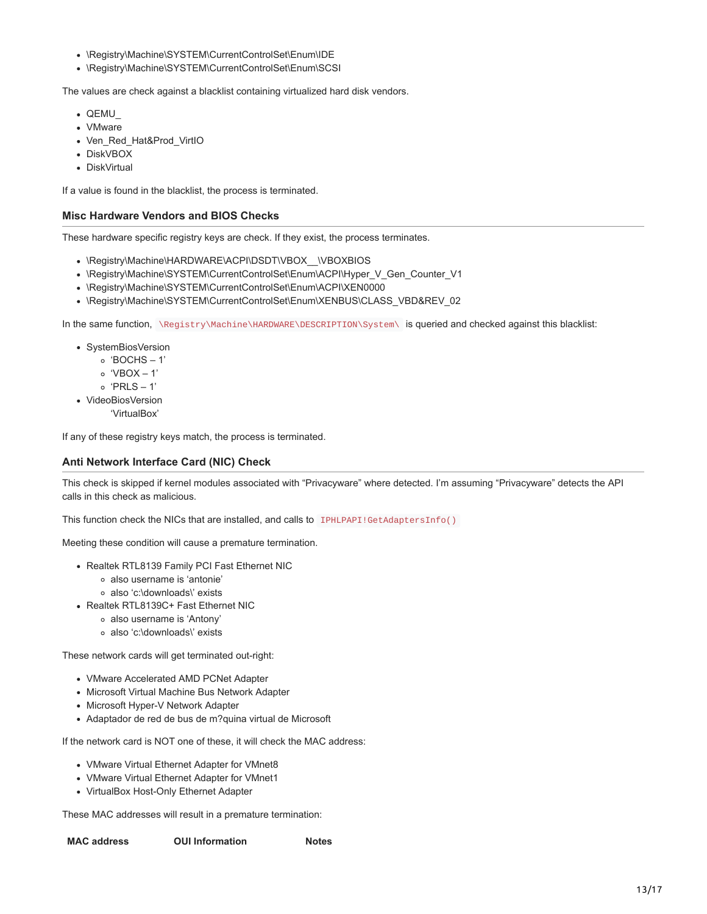- \Registry\Machine\SYSTEM\CurrentControlSet\Enum\IDE
- \Registry\Machine\SYSTEM\CurrentControlSet\Enum\SCSI

The values are check against a blacklist containing virtualized hard disk vendors.

- QEMU_
- VMware
- Ven_Red_Hat&Prod_VirtIO
- DiskVBOX
- DiskVirtual

If a value is found in the blacklist, the process is terminated.

### Misc Hardware Vendors and BIOS Checks

These hardware specific registry keys are check. If they exist, the process terminates.

- \Registry\Machine\HARDWARE\ACPI\DSDT\VBOX__\VBOXBIOS
- \Registry\Machine\SYSTEM\CurrentControlSet\Enum\ACPI\Hyper_V_Gen_Counter_V1
- \Registry\Machine\SYSTEM\CurrentControlSet\Enum\ACPI\XEN0000
- \Registry\Machine\SYSTEM\CurrentControlSet\Enum\XENBUS\CLASS_VBD&REV_02

In the same function, `\Registry\Machine\HARDWARE\DESCRIPTION\System\` is queried and checked against this blacklist:

- SystemBiosVersion
  - 'BOCHS – 1'
  - 'VBOX – 1'
  - 'PRLS – 1'
- VideoBiosVersion
  'VirtualBox'

If any of these registry keys match, the process is terminated.

### Anti Network Interface Card (NIC) Check

This check is skipped if kernel modules associated with "Privacyware" where detected. I'm assuming "Privacyware" detects the API calls in this check as malicious.

This function check the NICs that are installed, and calls to `IPHLPAPI!GetAdaptersInfo()`

Meeting these condition will cause a premature termination.

- Realtek RTL8139 Family PCI Fast Ethernet NIC
  - also username is 'antonie'
  - also 'c:\downloads\' exists
- Realtek RTL8139C+ Fast Ethernet NIC
  - also username is 'Antony'
  - also 'c:\downloads\' exists

These network cards will get terminated out-right:

- VMware Accelerated AMD PCNet Adapter
- Microsoft Virtual Machine Bus Network Adapter
- Microsoft Hyper-V Network Adapter
- Adaptador de red de bus de m?quina virtual de Microsoft

If the network card is NOT one of these, it will check the MAC address:

- VMware Virtual Ethernet Adapter for VMnet8
- VMware Virtual Ethernet Adapter for VMnet1
- VirtualBox Host-Only Ethernet Adapter

These MAC addresses will result in a premature termination:

| MAC address | OUI Information | Notes |
| --- | --- | --- |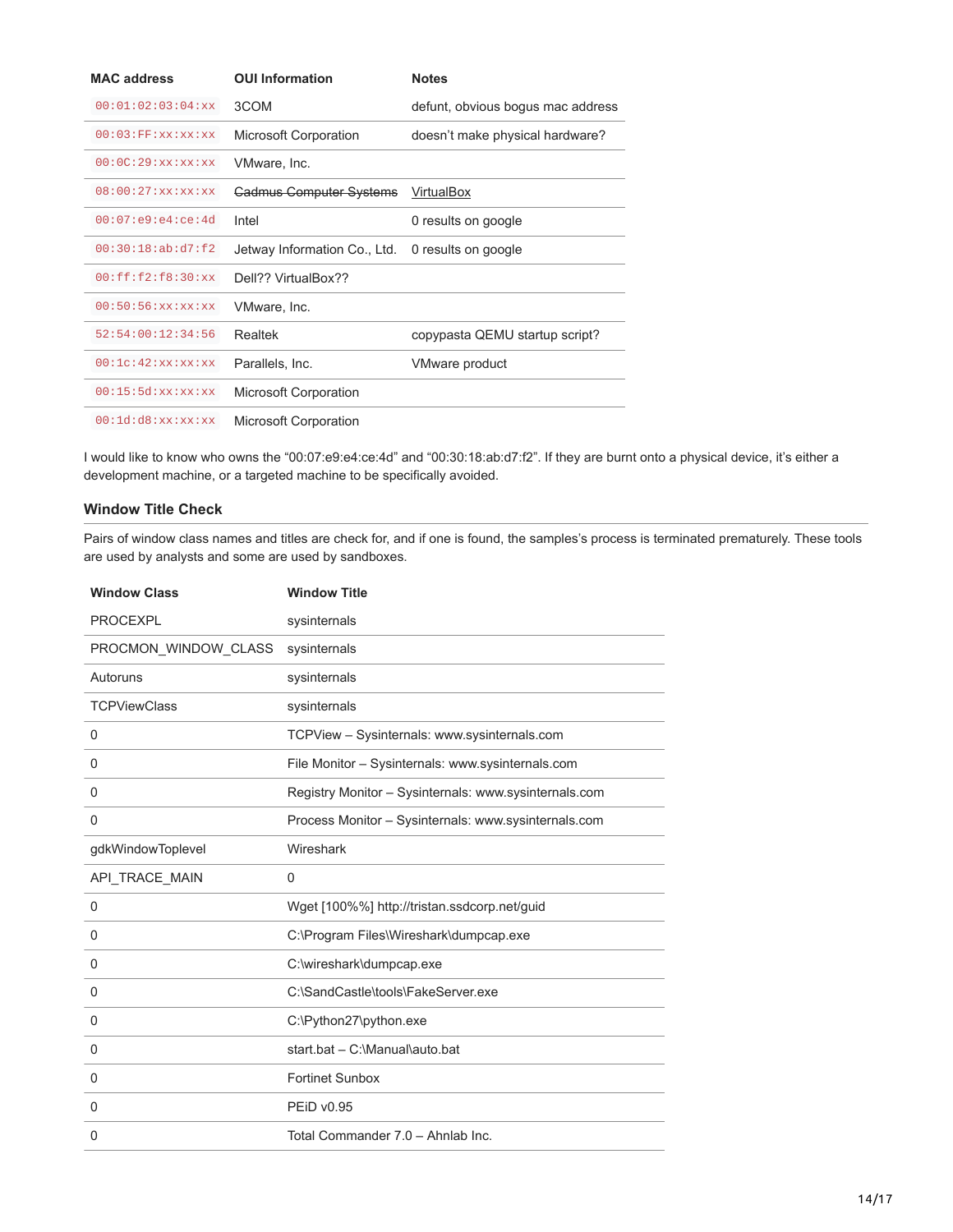| MAC address | OUI Information | Notes |
|---|---|---|
| `00:01:02:03:04:xx` | 3COM | defunt, obvious bogus mac address |
| `00:03:FF:xx:xx:xx` | Microsoft Corporation | doesn't make physical hardware? |
| `00:0C:29:xx:xx:xx` | VMware, Inc. | |
| `08:00:27:xx:xx:xx` | ~~Cadmus Computer Systems~~ | VirtualBox |
| `00:07:e9:e4:ce:4d` | Intel | 0 results on google |
| `00:30:18:ab:d7:f2` | Jetway Information Co., Ltd. | 0 results on google |
| `00:ff:f2:f8:30:xx` | Dell?? VirtualBox?? | |
| `00:50:56:xx:xx:xx` | VMware, Inc. | |
| `52:54:00:12:34:56` | Realtek | copypasta QEMU startup script? |
| `00:1c:42:xx:xx:xx` | Parallels, Inc. | VMware product |
| `00:15:5d:xx:xx:xx` | Microsoft Corporation | |
| `00:1d:d8:xx:xx:xx` | Microsoft Corporation | |

I would like to know who owns the "00:07:e9:e4:ce:4d" and "00:30:18:ab:d7:f2". If they are burnt onto a physical device, it's either a development machine, or a targeted machine to be specifically avoided.

### Window Title Check

Pairs of window class names and titles are check for, and if one is found, the samples's process is terminated prematurely. These tools are used by analysts and some are used by sandboxes.

| Window Class | Window Title |
|---|---|
| PROCEXPL | sysinternals |
| PROCMON_WINDOW_CLASS | sysinternals |
| Autoruns | sysinternals |
| TCPViewClass | sysinternals |
| 0 | TCPView – Sysinternals: www.sysinternals.com |
| 0 | File Monitor – Sysinternals: www.sysinternals.com |
| 0 | Registry Monitor – Sysinternals: www.sysinternals.com |
| 0 | Process Monitor – Sysinternals: www.sysinternals.com |
| gdkWindowToplevel | Wireshark |
| API_TRACE_MAIN | 0 |
| 0 | Wget [100%%] http://tristan.ssdcorp.net/guid |
| 0 | C:\Program Files\Wireshark\dumpcap.exe |
| 0 | C:\wireshark\dumpcap.exe |
| 0 | C:\SandCastle\tools\FakeServer.exe |
| 0 | C:\Python27\python.exe |
| 0 | start.bat – C:\Manual\auto.bat |
| 0 | Fortinet Sunbox |
| 0 | PEiD v0.95 |
| 0 | Total Commander 7.0 – Ahnlab Inc. |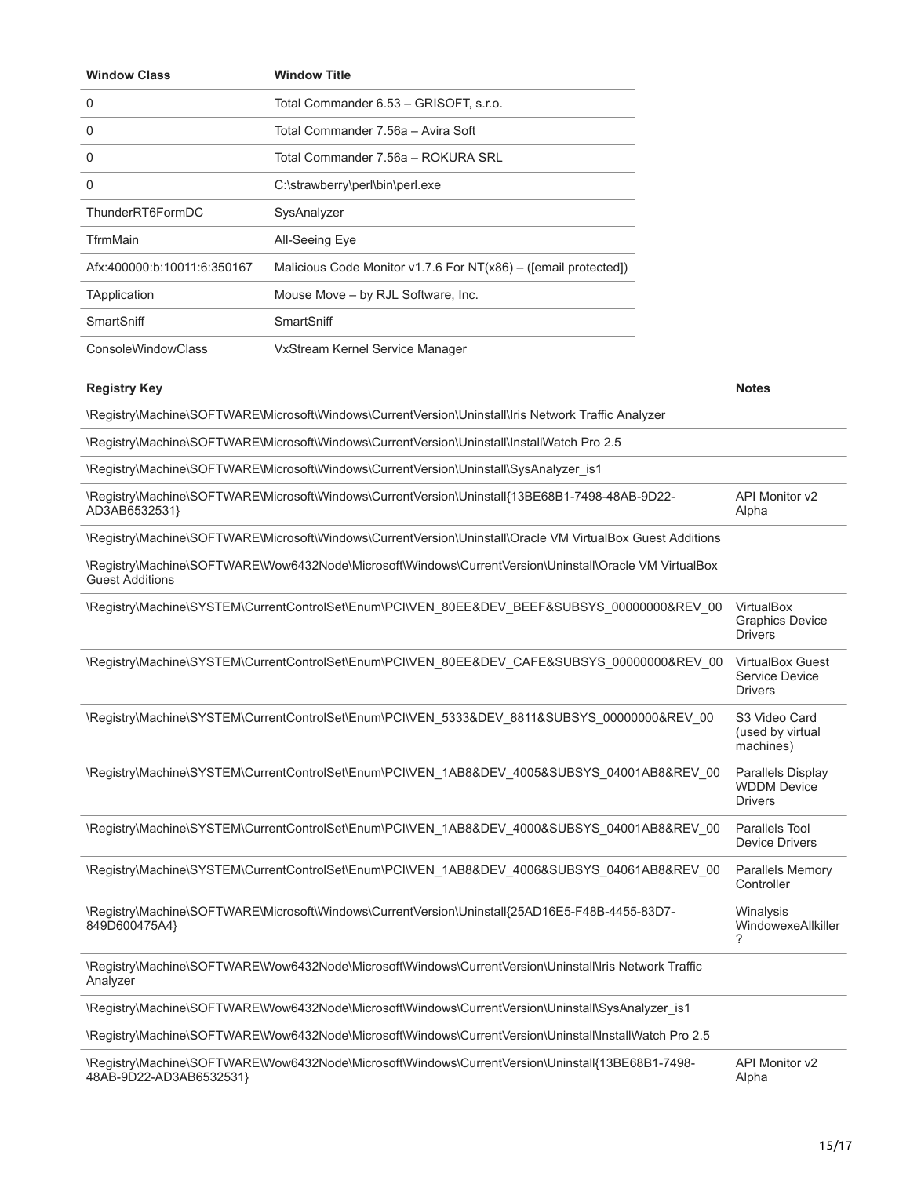| Window Class | Window Title |
|---|---|
| 0 | Total Commander 6.53 – GRISOFT, s.r.o. |
| 0 | Total Commander 7.56a – Avira Soft |
| 0 | Total Commander 7.56a – ROKURA SRL |
| 0 | C:\strawberry\perl\bin\perl.exe |
| ThunderRT6FormDC | SysAnalyzer |
| TfrmMain | All-Seeing Eye |
| Afx:400000:b:10011:6:350167 | Malicious Code Monitor v1.7.6 For NT(x86) – ([email protected]) |
| TApplication | Mouse Move – by RJL Software, Inc. |
| SmartSniff | SmartSniff |
| ConsoleWindowClass | VxStream Kernel Service Manager |

| Registry Key | Notes |
|---|---|
| \Registry\Machine\SOFTWARE\Microsoft\Windows\CurrentVersion\Uninstall\Iris Network Traffic Analyzer | |
| \Registry\Machine\SOFTWARE\Microsoft\Windows\CurrentVersion\Uninstall\InstallWatch Pro 2.5 | |
| \Registry\Machine\SOFTWARE\Microsoft\Windows\CurrentVersion\Uninstall\SysAnalyzer_is1 | |
| \Registry\Machine\SOFTWARE\Microsoft\Windows\CurrentVersion\Uninstall{13BE68B1-7498-48AB-9D22-AD3AB6532531} | API Monitor v2 Alpha |
| \Registry\Machine\SOFTWARE\Microsoft\Windows\CurrentVersion\Uninstall\Oracle VM VirtualBox Guest Additions | |
| \Registry\Machine\SOFTWARE\Wow6432Node\Microsoft\Windows\CurrentVersion\Uninstall\Oracle VM VirtualBox Guest Additions | |
| \Registry\Machine\SYSTEM\CurrentControlSet\Enum\PCI\VEN_80EE&DEV_BEEF&SUBSYS_00000000&REV_00 | VirtualBox Graphics Device Drivers |
| \Registry\Machine\SYSTEM\CurrentControlSet\Enum\PCI\VEN_80EE&DEV_CAFE&SUBSYS_00000000&REV_00 | VirtualBox Guest Service Device Drivers |
| \Registry\Machine\SYSTEM\CurrentControlSet\Enum\PCI\VEN_5333&DEV_8811&SUBSYS_00000000&REV_00 | S3 Video Card (used by virtual machines) |
| \Registry\Machine\SYSTEM\CurrentControlSet\Enum\PCI\VEN_1AB8&DEV_4005&SUBSYS_04001AB8&REV_00 | Parallels Display WDDM Device Drivers |
| \Registry\Machine\SYSTEM\CurrentControlSet\Enum\PCI\VEN_1AB8&DEV_4000&SUBSYS_04001AB8&REV_00 | Parallels Tool Device Drivers |
| \Registry\Machine\SYSTEM\CurrentControlSet\Enum\PCI\VEN_1AB8&DEV_4006&SUBSYS_04061AB8&REV_00 | Parallels Memory Controller |
| \Registry\Machine\SOFTWARE\Microsoft\Windows\CurrentVersion\Uninstall{25AD16E5-F48B-4455-83D7-849D600475A4} | Winalysis WindowexeAllkiller ? |
| \Registry\Machine\SOFTWARE\Wow6432Node\Microsoft\Windows\CurrentVersion\Uninstall\Iris Network Traffic Analyzer | |
| \Registry\Machine\SOFTWARE\Wow6432Node\Microsoft\Windows\CurrentVersion\Uninstall\SysAnalyzer_is1 | |
| \Registry\Machine\SOFTWARE\Wow6432Node\Microsoft\Windows\CurrentVersion\Uninstall\InstallWatch Pro 2.5 | |
| \Registry\Machine\SOFTWARE\Wow6432Node\Microsoft\Windows\CurrentVersion\Uninstall{13BE68B1-7498-48AB-9D22-AD3AB6532531} | API Monitor v2 Alpha |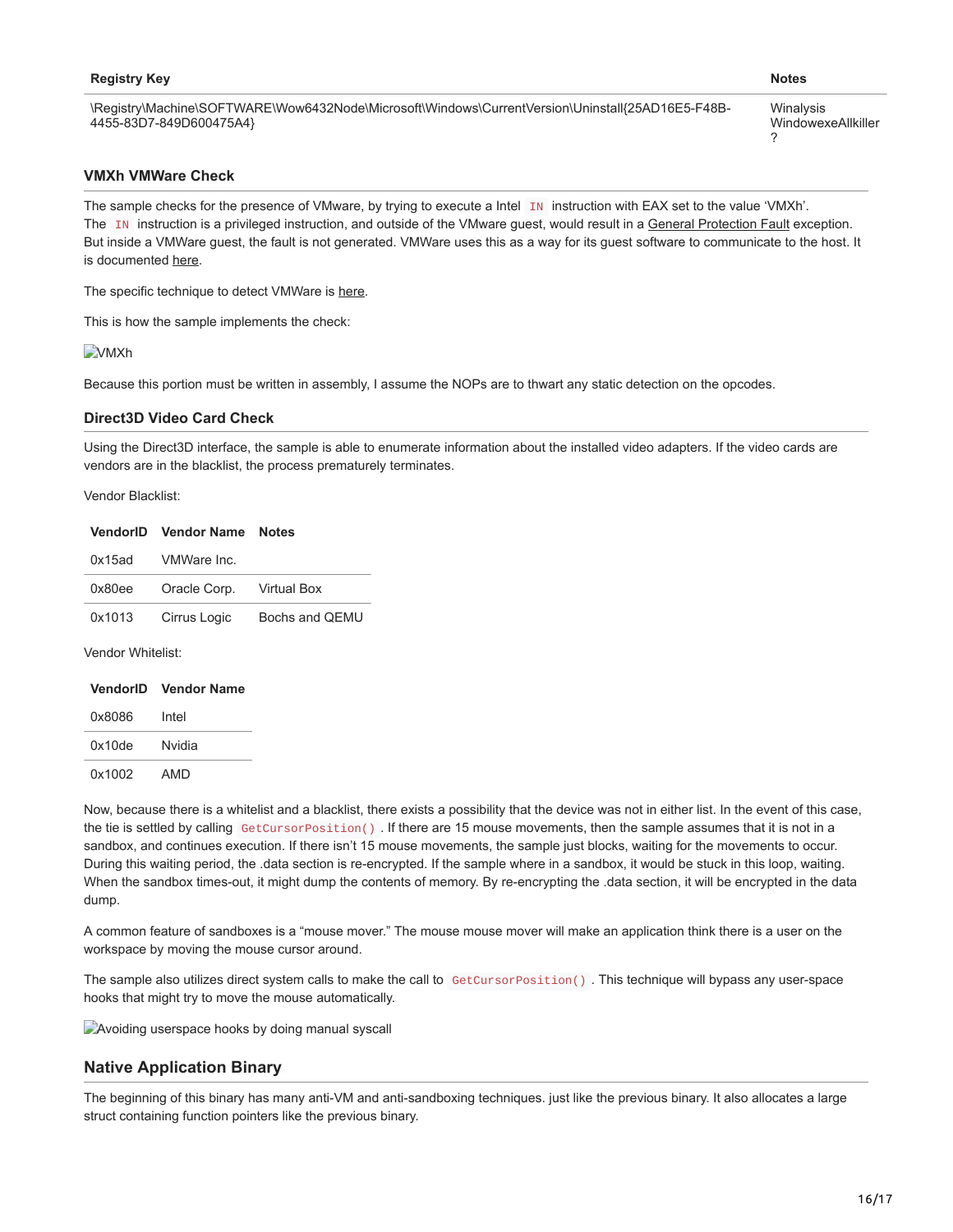| Registry Key | Notes |
| --- | --- |
| \Registry\Machine\SOFTWARE\Wow6432Node\Microsoft\Windows\CurrentVersion\Uninstall{25AD16E5-F48B-4455-83D7-849D600475A4} | Winalysis WindowexeAllkiller ? |

### VMXh VMWare Check

The sample checks for the presence of VMware, by trying to execute a Intel `IN` instruction with EAX set to the value 'VMXh'. The `IN` instruction is a privileged instruction, and outside of the VMware guest, would result in a General Protection Fault exception. But inside a VMWare guest, the fault is not generated. VMWare uses this as a way for its guest software to communicate to the host. It is documented here.

The specific technique to detect VMWare is here.

This is how the sample implements the check:

VMXh

Because this portion must be written in assembly, I assume the NOPs are to thwart any static detection on the opcodes.

### Direct3D Video Card Check

Using the Direct3D interface, the sample is able to enumerate information about the installed video adapters. If the video cards are vendors are in the blacklist, the process prematurely terminates.

Vendor Blacklist:

| VendorID | Vendor Name | Notes |
| --- | --- | --- |
| 0x15ad | VMWare Inc. | |
| 0x80ee | Oracle Corp. | Virtual Box |
| 0x1013 | Cirrus Logic | Bochs and QEMU |

Vendor Whitelist:

| VendorID | Vendor Name |
| --- | --- |
| 0x8086 | Intel |
| 0x10de | Nvidia |
| 0x1002 | AMD |

Now, because there is a whitelist and a blacklist, there exists a possibility that the device was not in either list. In the event of this case, the tie is settled by calling `GetCursorPosition()`. If there are 15 mouse movements, then the sample assumes that it is not in a sandbox, and continues execution. If there isn't 15 mouse movements, the sample just blocks, waiting for the movements to occur. During this waiting period, the .data section is re-encrypted. If the sample where in a sandbox, it would be stuck in this loop, waiting. When the sandbox times-out, it might dump the contents of memory. By re-encrypting the .data section, it will be encrypted in the data dump.

A common feature of sandboxes is a "mouse mover." The mouse mouse mover will make an application think there is a user on the workspace by moving the mouse cursor around.

The sample also utilizes direct system calls to make the call to `GetCursorPosition()`. This technique will bypass any user-space hooks that might try to move the mouse automatically.

Avoiding userspace hooks by doing manual syscall

## Native Application Binary

The beginning of this binary has many anti-VM and anti-sandboxing techniques. just like the previous binary. It also allocates a large struct containing function pointers like the previous binary.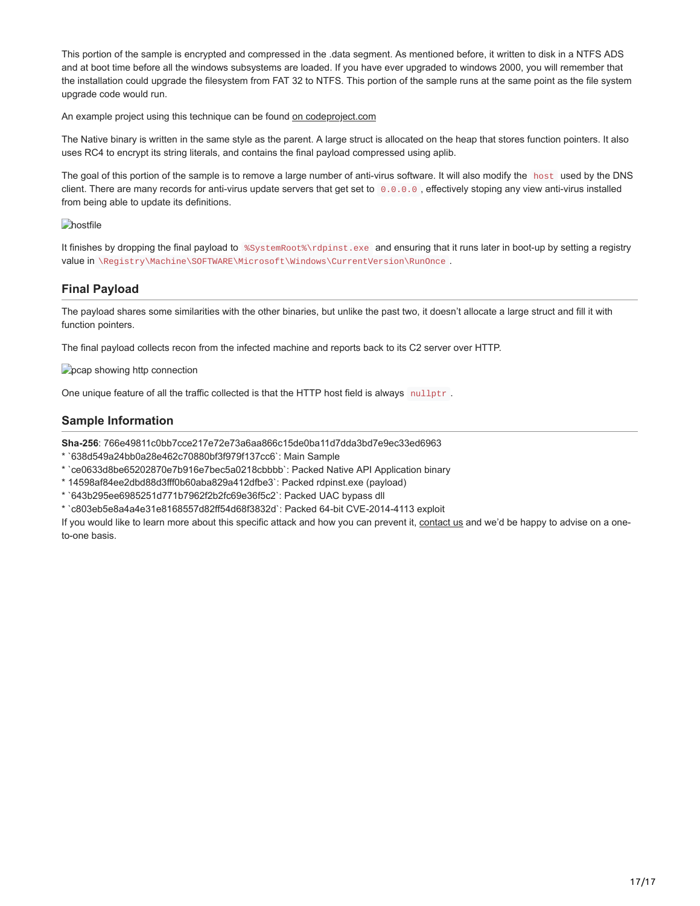This portion of the sample is encrypted and compressed in the .data segment. As mentioned before, it written to disk in a NTFS ADS and at boot time before all the windows subsystems are loaded. If you have ever upgraded to windows 2000, you will remember that the installation could upgrade the filesystem from FAT 32 to NTFS. This portion of the sample runs at the same point as the file system upgrade code would run.

An example project using this technique can be found on codeproject.com

The Native binary is written in the same style as the parent. A large struct is allocated on the heap that stores function pointers. It also uses RC4 to encrypt its string literals, and contains the final payload compressed using aplib.

The goal of this portion of the sample is to remove a large number of anti-virus software. It will also modify the `host` used by the DNS client. There are many records for anti-virus update servers that get set to `0.0.0.0`, effectively stoping any view anti-virus installed from being able to update its definitions.

hostfile

It finishes by dropping the final payload to `%SystemRoot%\rdpinst.exe` and ensuring that it runs later in boot-up by setting a registry value in `\Registry\Machine\SOFTWARE\Microsoft\Windows\CurrentVersion\RunOnce`.

## Final Payload

The payload shares some similarities with the other binaries, but unlike the past two, it doesn't allocate a large struct and fill it with function pointers.

The final payload collects recon from the infected machine and reports back to its C2 server over HTTP.

pcap showing http connection

One unique feature of all the traffic collected is that the HTTP host field is always `nullptr`.

## Sample Information

**Sha-256**: 766e49811c0bb7cce217e72e73a6aa866c15de0ba11d7dda3bd7e9ec33ed6963
* `638d549a24bb0a28e462c70880bf3f979f137cc6`: Main Sample
* `ce0633d8be65202870e7b916e7bec5a0218cbbbb`: Packed Native API Application binary
* 14598af84ee2dbd88d3fff0b60aba829a412dfbe3`: Packed rdpinst.exe (payload)
* `643b295ee6985251d771b7962f2b2fc69e36f5c2`: Packed UAC bypass dll
* `c803eb5e8a4a4e31e8168557d82ff54d68f3832d`: Packed 64-bit CVE-2014-4113 exploit

If you would like to learn more about this specific attack and how you can prevent it, contact us and we'd be happy to advise on a one-to-one basis.